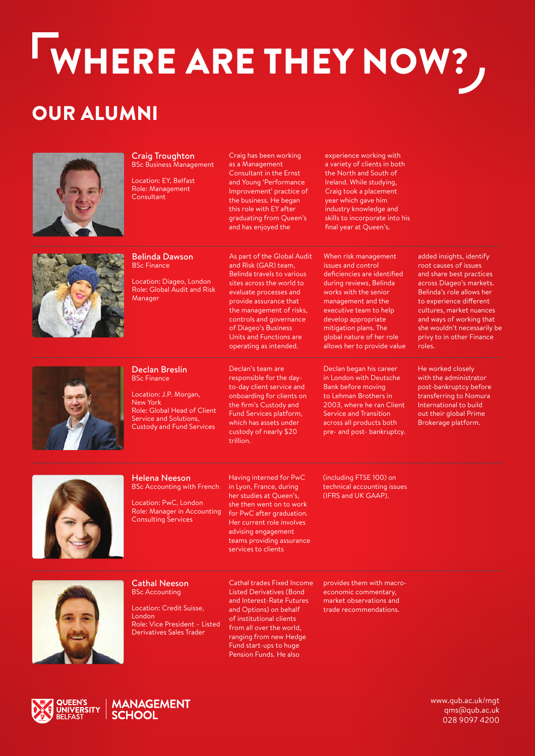# WHERE ARE THEY NOW?

## OUR ALUMNI

### Craig Troughton
BSc Business Management

Location: EY, Belfast
Role: Management Consultant

Craig has been working as a Management Consultant in the Ernst and Young 'Performance Improvement' practice of the business. He began this role with EY after graduating from Queen's and has enjoyed the experience working with a variety of clients in both the North and South of Ireland. While studying, Craig took a placement year which gave him industry knowledge and skills to incorporate into his final year at Queen's.

### Belinda Dawson
BSc Finance

Location: Diageo, London
Role: Global Audit and Risk Manager

As part of the Global Audit and Risk (GAR) team, Belinda travels to various sites across the world to evaluate processes and provide assurance that the management of risks, controls and governance of Diageo's Business Units and Functions are operating as intended. When risk management issues and control deficiencies are identified during reviews, Belinda works with the senior management and the executive team to help develop appropriate mitigation plans. The global nature of her role allows her to provide value added insights, identify root causes of issues and share best practices across Diageo's markets. Belinda's role allows her to experience different cultures, market nuances and ways of working that she wouldn't necessarily be privy to in other Finance roles.

### Declan Breslin
BSc Finance

Location: J.P. Morgan, New York
Role: Global Head of Client Service and Solutions, Custody and Fund Services

Declan's team are responsible for the day-to-day client service and onboarding for clients on the firm's Custody and Fund Services platform, which has assets under custody of nearly $20 trillion. Declan began his career in London with Deutsche Bank before moving to Lehman Brothers in 2003, where he ran Client Service and Transition across all products both pre- and post- bankruptcy. He worked closely with the administrator post-bankruptcy before transferring to Nomura International to build out their global Prime Brokerage platform.

### Helena Neeson
BSc Accounting with French

Location: PwC, London
Role: Manager in Accounting Consulting Services

Having interned for PwC in Lyon, France, during her studies at Queen's, she then went on to work for PwC after graduation. Her current role involves advising engagement teams providing assurance services to clients (including FTSE 100) on technical accounting issues (IFRS and UK GAAP).

### Cathal Neeson
BSc Accounting

Location: Credit Suisse, London
Role: Vice President – Listed Derivatives Sales Trader

Cathal trades Fixed Income Listed Derivatives (Bond and Interest-Rate Futures and Options) on behalf of institutional clients from all over the world, ranging from new Hedge Fund start-ups to huge Pension Funds. He also provides them with macro-economic commentary, market observations and trade recommendations.

QUEEN'S UNIVERSITY BELFAST | MANAGEMENT SCHOOL

www.qub.ac.uk/mgt
qms@qub.ac.uk
028 9097 4200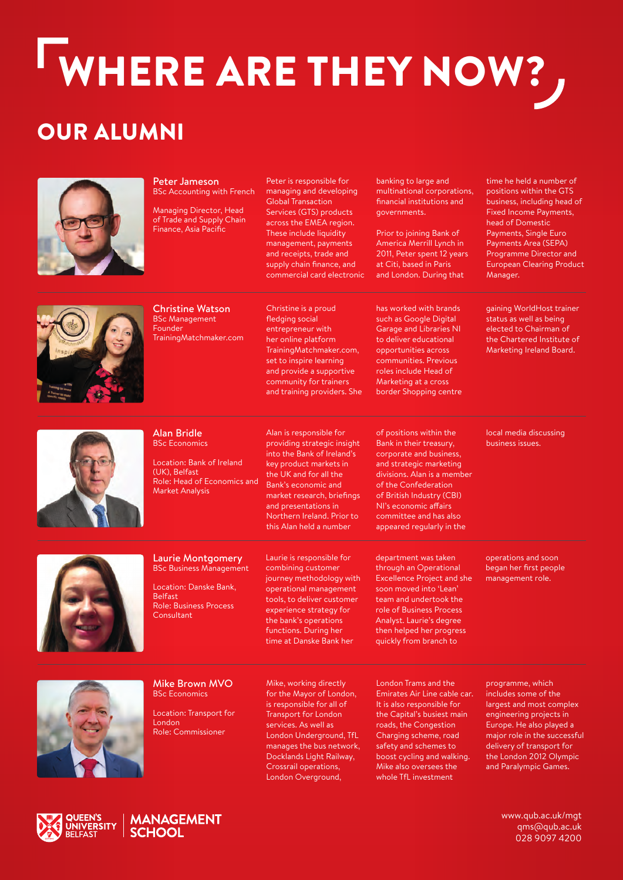# WHERE ARE THEY NOW?

## OUR ALUMNI

### Peter Jameson

BSc Accounting with French

Managing Director, Head of Trade and Supply Chain Finance, Asia Pacific

Peter is responsible for managing and developing Global Transaction Services (GTS) products across the EMEA region. These include liquidity management, payments and receipts, trade and supply chain finance, and commercial card electronic banking to large and multinational corporations, financial institutions and governments.

Prior to joining Bank of America Merrill Lynch in 2011, Peter spent 12 years at Citi, based in Paris and London. During that time he held a number of positions within the GTS business, including head of Fixed Income Payments, head of Domestic Payments, Single Euro Payments Area (SEPA) Programme Director and European Clearing Product Manager.

### Christine Watson

BSc Management

Founder

TrainingMatchmaker.com

Christine is a proud fledging social entrepreneur with her online platform TrainingMatchmaker.com, set to inspire learning and provide a supportive community for trainers and training providers. She has worked with brands such as Google Digital Garage and Libraries NI to deliver educational opportunities across communities. Previous roles include Head of Marketing at a cross border Shopping centre gaining WorldHost trainer status as well as being elected to Chairman of the Chartered Institute of Marketing Ireland Board.

### Alan Bridle

BSc Economics

Location: Bank of Ireland (UK), Belfast

Role: Head of Economics and Market Analysis

Alan is responsible for providing strategic insight into the Bank of Ireland's key product markets in the UK and for all the Bank's economic and market research, briefings and presentations in Northern Ireland. Prior to this Alan held a number of positions within the Bank in their treasury, corporate and business, and strategic marketing divisions. Alan is a member of the Confederation of British Industry (CBI) NI's economic affairs committee and has also appeared regularly in the local media discussing business issues.

### Laurie Montgomery

BSc Business Management

Location: Danske Bank, Belfast

Role: Business Process Consultant

Laurie is responsible for combining customer journey methodology with operational management tools, to deliver customer experience strategy for the bank's operations functions. During her time at Danske Bank her department was taken through an Operational Excellence Project and she soon moved into 'Lean' team and undertook the role of Business Process Analyst. Laurie's degree then helped her progress quickly from branch to operations and soon began her first people management role.

### Mike Brown MVO

BSc Economics

Location: Transport for London

Role: Commissioner

Mike, working directly for the Mayor of London, is responsible for all of Transport for London services. As well as London Underground, TfL manages the bus network, Docklands Light Railway, Crossrail operations, London Overground, London Trams and the Emirates Air Line cable car. It is also responsible for the Capital's busiest main roads, the Congestion Charging scheme, road safety and schemes to boost cycling and walking. Mike also oversees the whole TfL investment programme, which includes some of the largest and most complex engineering projects in Europe. He also played a major role in the successful delivery of transport for the London 2012 Olympic and Paralympic Games.

QUEEN'S UNIVERSITY BELFAST | MANAGEMENT SCHOOL

www.qub.ac.uk/mgt
qms@qub.ac.uk
028 9097 4200